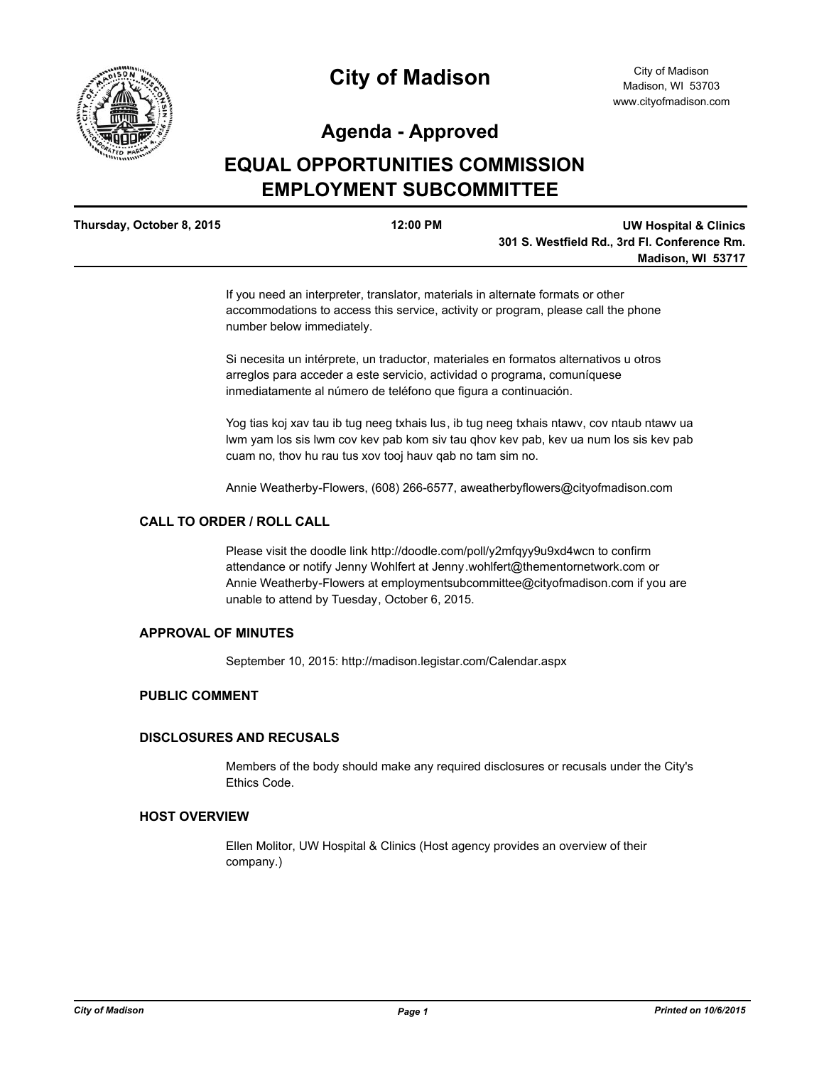# City of Madison

City of Madison
Madison, WI 53703
www.cityofmadison.com

## Agenda - Approved

# EQUAL OPPORTUNITIES COMMISSION EMPLOYMENT SUBCOMMITTEE

**Thursday, October 8, 2015** | **12:00 PM** | **UW Hospital & Clinics, 301 S. Westfield Rd., 3rd Fl. Conference Rm. Madison, WI 53717**

If you need an interpreter, translator, materials in alternate formats or other accommodations to access this service, activity or program, please call the phone number below immediately.

Si necesita un intérprete, un traductor, materiales en formatos alternativos u otros arreglos para acceder a este servicio, actividad o programa, comuníquese inmediatamente al número de teléfono que figura a continuación.

Yog tias koj xav tau ib tug neeg txhais lus, ib tug neeg txhais ntawv, cov ntaub ntawv ua lwm yam los sis lwm cov kev pab kom siv tau qhov kev pab, kev ua num los sis kev pab cuam no, thov hu rau tus xov tooj hauv qab no tam sim no.

Annie Weatherby-Flowers, (608) 266-6577, aweatherbyflowers@cityofmadison.com

### CALL TO ORDER / ROLL CALL

Please visit the doodle link http://doodle.com/poll/y2mfqyy9u9xd4wcn to confirm attendance or notify Jenny Wohlfert at Jenny.wohlfert@thementornetwork.com or Annie Weatherby-Flowers at employmentsubcommittee@cityofmadison.com if you are unable to attend by Tuesday, October 6, 2015.

### APPROVAL OF MINUTES

September 10, 2015: http://madison.legistar.com/Calendar.aspx

### PUBLIC COMMENT

### DISCLOSURES AND RECUSALS

Members of the body should make any required disclosures or recusals under the City's Ethics Code.

### HOST OVERVIEW

Ellen Molitor, UW Hospital & Clinics (Host agency provides an overview of their company.)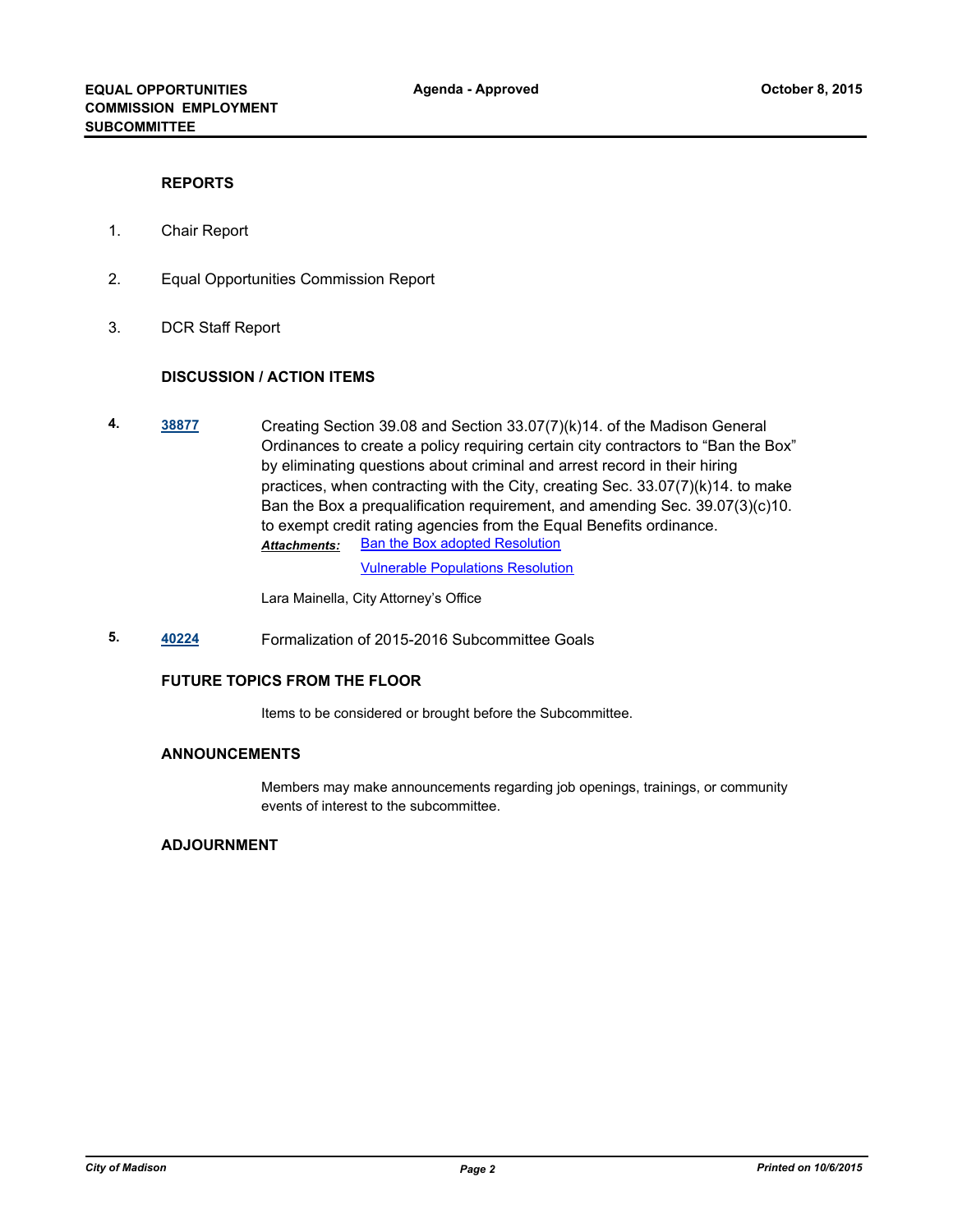## REPORTS

1. Chair Report

2. Equal Opportunities Commission Report

3. DCR Staff Report

## DISCUSSION / ACTION ITEMS

**4.** **38877** Creating Section 39.08 and Section 33.07(7)(k)14. of the Madison General Ordinances to create a policy requiring certain city contractors to "Ban the Box" by eliminating questions about criminal and arrest record in their hiring practices, when contracting with the City, creating Sec. 33.07(7)(k)14. to make Ban the Box a prequalification requirement, and amending Sec. 39.07(3)(c)10. to exempt credit rating agencies from the Equal Benefits ordinance.

***Attachments:*** Ban the Box adopted Resolution

Vulnerable Populations Resolution

Lara Mainella, City Attorney's Office

**5.** **40224** Formalization of 2015-2016 Subcommittee Goals

## FUTURE TOPICS FROM THE FLOOR

Items to be considered or brought before the Subcommittee.

## ANNOUNCEMENTS

Members may make announcements regarding job openings, trainings, or community events of interest to the subcommittee.

## ADJOURNMENT